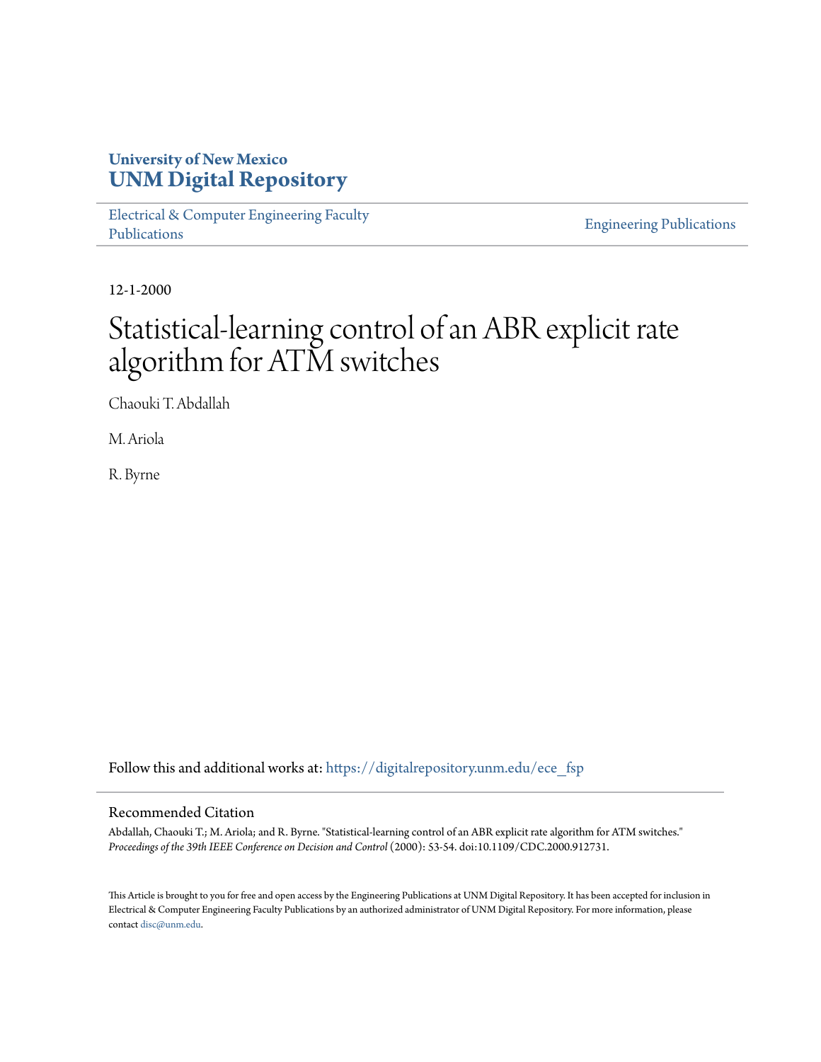University of New Mexico
**UNM Digital Repository**

Electrical & Computer Engineering Faculty Publications

Engineering Publications

12-1-2000

# Statistical-learning control of an ABR explicit rate algorithm for ATM switches

Chaouki T. Abdallah

M. Ariola

R. Byrne

Follow this and additional works at: https://digitalrepository.unm.edu/ece_fsp

## Recommended Citation

Abdallah, Chaouki T.; M. Ariola; and R. Byrne. "Statistical-learning control of an ABR explicit rate algorithm for ATM switches." *Proceedings of the 39th IEEE Conference on Decision and Control* (2000): 53-54. doi:10.1109/CDC.2000.912731.

This Article is brought to you for free and open access by the Engineering Publications at UNM Digital Repository. It has been accepted for inclusion in Electrical & Computer Engineering Faculty Publications by an authorized administrator of UNM Digital Repository. For more information, please contact disc@unm.edu.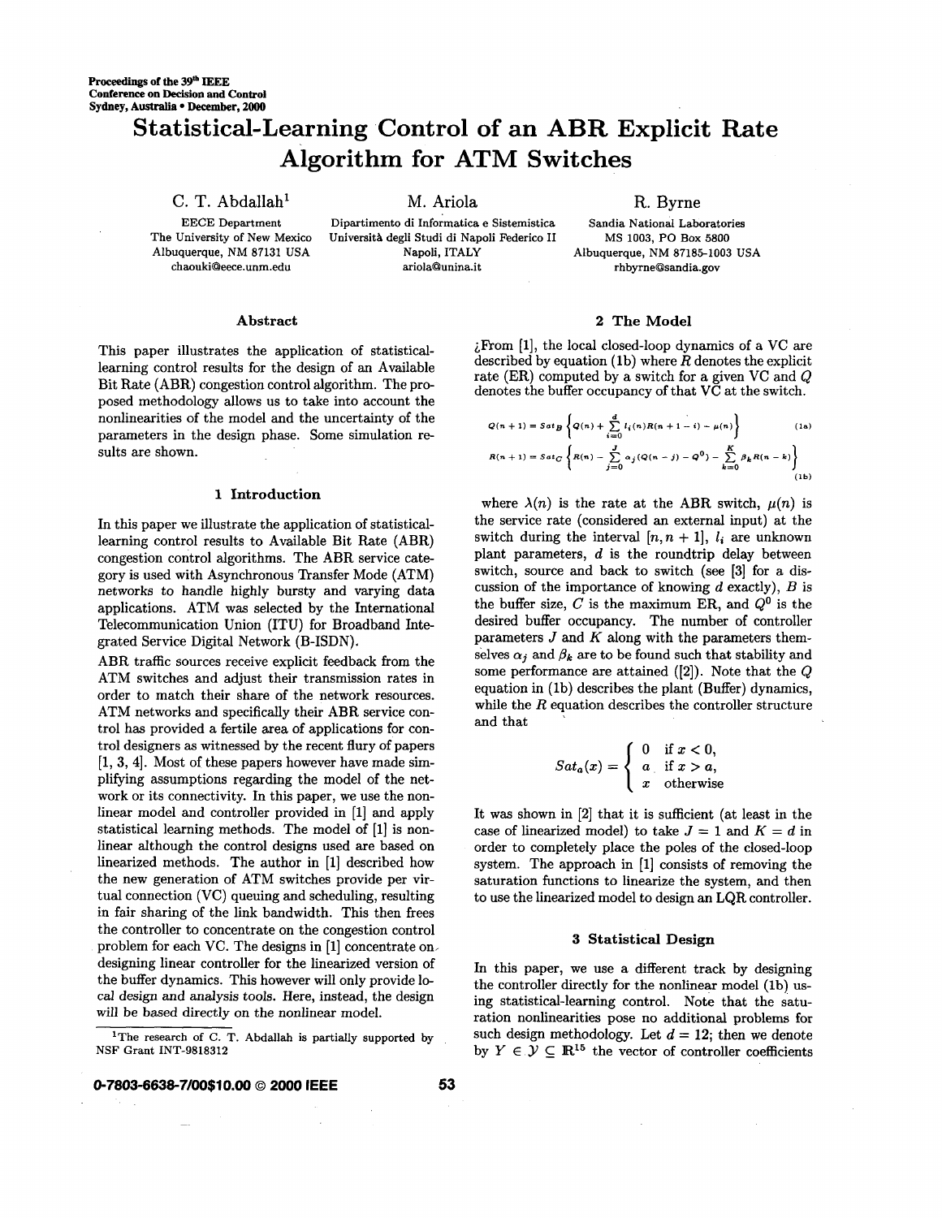# Statistical-Learning Control of an ABR Explicit Rate Algorithm for ATM Switches

C. T. Abdallah[1]
EECE Department
The University of New Mexico
Albuquerque, NM 87131 USA
chaouki@eece.unm.edu

M. Ariola
Dipartimento di Informatica e Sistemistica
Università degli Studi di Napoli Federico II
Napoli, ITALY
ariola@unina.it

R. Byrne
Sandia National Laboratories
MS 1003, PO Box 5800
Albuquerque, NM 87185-1003 USA
rhbyrne@sandia.gov

## Abstract

This paper illustrates the application of statistical-learning control results for the design of an Available Bit Rate (ABR) congestion control algorithm. The proposed methodology allows us to take into account the nonlinearities of the model and the uncertainty of the parameters in the design phase. Some simulation results are shown.

## 1 Introduction

In this paper we illustrate the application of statistical-learning control results to Available Bit Rate (ABR) congestion control algorithms. The ABR service category is used with Asynchronous Transfer Mode (ATM) networks to handle highly bursty and varying data applications. ATM was selected by the International Telecommunication Union (ITU) for Broadband Integrated Service Digital Network (B-ISDN).

ABR traffic sources receive explicit feedback from the ATM switches and adjust their transmission rates in order to match their share of the network resources. ATM networks and specifically their ABR service control has provided a fertile area of applications for control designers as witnessed by the recent flury of papers [1, 3, 4]. Most of these papers however have made simplifying assumptions regarding the model of the network or its connectivity. In this paper, we use the nonlinear model and controller provided in [1] and apply statistical learning methods. The model of [1] is nonlinear although the control designs used are based on linearized methods. The author in [1] described how the new generation of ATM switches provide per virtual connection (VC) queuing and scheduling, resulting in fair sharing of the link bandwidth. This then frees the controller to concentrate on the congestion control problem for each VC. The designs in [1] concentrate on designing linear controller for the linearized version of the buffer dynamics. This however will only provide local design and analysis tools. Here, instead, the design will be based directly on the nonlinear model.

[1]The research of C. T. Abdallah is partially supported by NSF Grant INT-9818312

## 2 The Model

¿From [1], the local closed-loop dynamics of a VC are described by equation (1b) where $R$ denotes the explicit rate (ER) computed by a switch for a given VC and $Q$ denotes the buffer occupancy of that VC at the switch.

$$Q(n+1) = Sat_B\left\{Q(n) + \sum_{i=0}^{d} l_i(n)R(n+1-i) - \mu(n)\right\} \tag{1a}$$

$$R(n+1) = Sat_C\left\{R(n) - \sum_{j=0}^{J} \alpha_j(Q(n-j) - Q^0) - \sum_{k=0}^{K} \beta_k R(n-k)\right\} \tag{1b}$$

where $\lambda(n)$ is the rate at the ABR switch, $\mu(n)$ is the service rate (considered an external input) at the switch during the interval $[n, n+1]$, $l_i$ are unknown plant parameters, $d$ is the roundtrip delay between switch, source and back to switch (see [3] for a discussion of the importance of knowing $d$ exactly), $B$ is the buffer size, $C$ is the maximum ER, and $Q^0$ is the desired buffer occupancy. The number of controller parameters $J$ and $K$ along with the parameters themselves $\alpha_j$ and $\beta_k$ are to be found such that stability and some performance are attained ([2]). Note that the $Q$ equation in (1b) describes the plant (Buffer) dynamics, while the $R$ equation describes the controller structure and that

$$Sat_a(x) = \begin{cases} 0 & \text{if } x < 0, \\ a & \text{if } x > a, \\ x & \text{otherwise} \end{cases}$$

It was shown in [2] that it is sufficient (at least in the case of linearized model) to take $J = 1$ and $K = d$ in order to completely place the poles of the closed-loop system. The approach in [1] consists of removing the saturation functions to linearize the system, and then to use the linearized model to design an LQR controller.

## 3 Statistical Design

In this paper, we use a different track by designing the controller directly for the nonlinear model (1b) using statistical-learning control. Note that the saturation nonlinearities pose no additional problems for such design methodology. Let $d = 12$; then we denote by $Y \in \mathcal{Y} \subseteq \mathbb{R}^{15}$ the vector of controller coefficients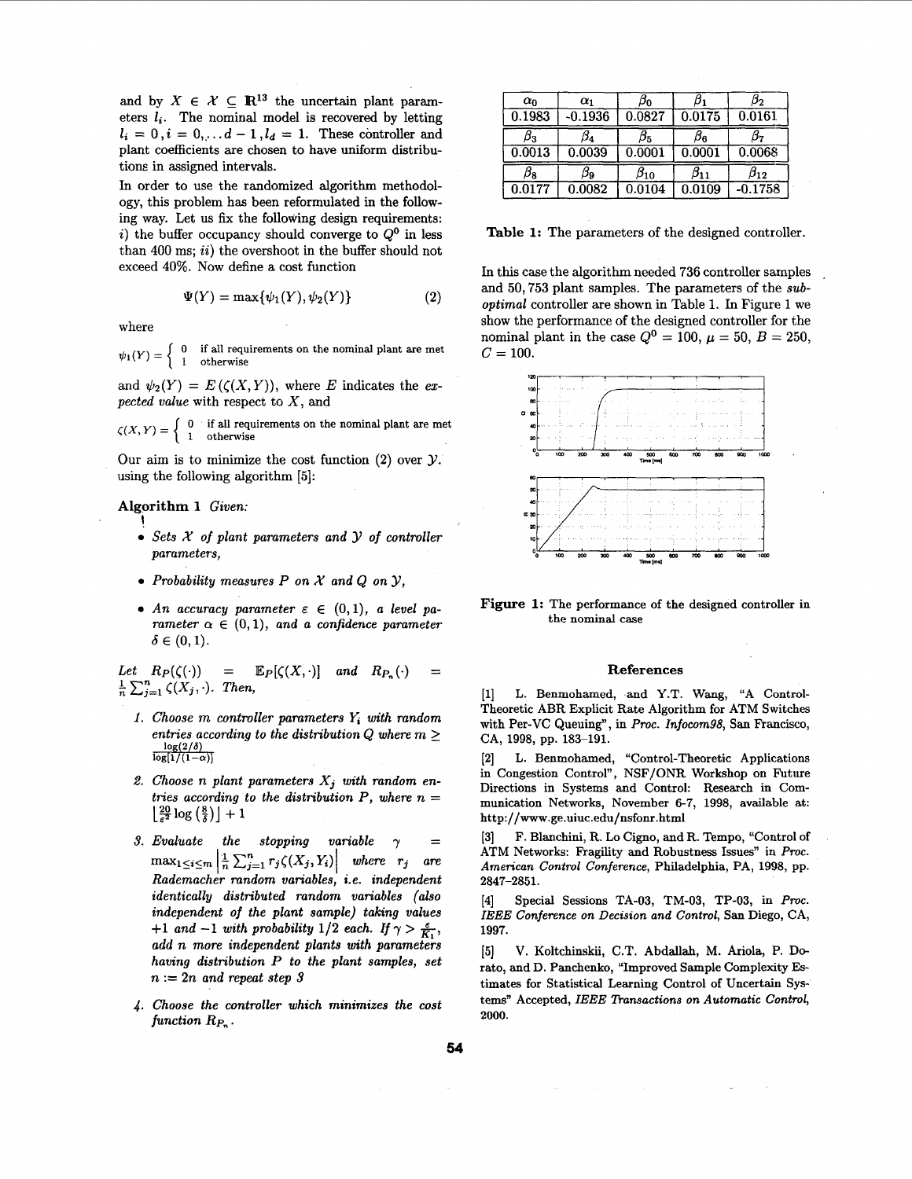and by $X \in \mathcal{X} \subseteq \mathbf{R}^{13}$ the uncertain plant parameters $l_i$. The nominal model is recovered by letting $l_i = 0, i = 0, \ldots d-1, l_d = 1$. These controller and plant coefficients are chosen to have uniform distributions in assigned intervals.

In order to use the randomized algorithm methodology, this problem has been reformulated in the following way. Let us fix the following design requirements: *i)* the buffer occupancy should converge to $Q^0$ in less than 400 ms; *ii)* the overshoot in the buffer should not exceed 40%. Now define a cost function

$$\Psi(Y) = \max\{\psi_1(Y), \psi_2(Y)\} \quad (2)$$

where

$$\psi_1(Y) = \begin{cases} 0 & \text{if all requirements on the nominal plant are met} \\ 1 & \text{otherwise} \end{cases}$$

and $\psi_2(Y) = E(\zeta(X, Y))$, where $E$ indicates the *expected value* with respect to $X$, and

$$\zeta(X, Y) = \begin{cases} 0 & \text{if all requirements on the nominal plant are met} \\ 1 & \text{otherwise} \end{cases}$$

Our aim is to minimize the cost function (2) over $\mathcal{Y}$. using the following algorithm [5]:

**Algorithm 1** *Given:*

- *Sets $\mathcal{X}$ of plant parameters and $\mathcal{Y}$ of controller parameters,*
- *Probability measures $P$ on $\mathcal{X}$ and $Q$ on $\mathcal{Y}$,*
- *An accuracy parameter $\varepsilon \in (0,1)$, a level parameter $\alpha \in (0,1)$, and a confidence parameter $\delta \in (0,1)$.*

*Let* $R_P(\zeta(\cdot)) = \mathbb{E}_P[\zeta(X, \cdot)]$ *and* $R_{P_n}(\cdot) = \frac{1}{n}\sum_{j=1}^{n} \zeta(X_j, \cdot)$. *Then,*

1. *Choose $m$ controller parameters $Y_i$ with random entries according to the distribution $Q$ where $m \geq \frac{\log(2/\delta)}{\log[1/(1-\alpha)]}$*
2. *Choose $n$ plant parameters $X_j$ with random entries according to the distribution $P$, where $n = \lfloor \frac{20}{\varepsilon^2} \log\left(\frac{8}{\delta}\right) \rfloor + 1$*
3. *Evaluate the stopping variable $\gamma = \max_{1 \leq i \leq m} \left| \frac{1}{n}\sum_{j=1}^{n} r_j \zeta(X_j, Y_i) \right|$ where $r_j$ are Rademacher random variables, i.e. independent identically distributed random variables (also independent of the plant sample) taking values $+1$ and $-1$ with probability $1/2$ each. If $\gamma > \frac{\varepsilon}{K_1}$, add $n$ more independent plants with parameters having distribution $P$ to the plant samples, set $n := 2n$ and repeat step 3*
4. *Choose the controller which minimizes the cost function $R_{P_n}$.*

| $\alpha_0$ | $\alpha_1$ | $\beta_0$ | $\beta_1$ | $\beta_2$ |
|---|---|---|---|---|
| 0.1983 | -0.1936 | 0.0827 | 0.0175 | 0.0161 |
| $\beta_3$ | $\beta_4$ | $\beta_5$ | $\beta_6$ | $\beta_7$ |
| 0.0013 | 0.0039 | 0.0001 | 0.0001 | 0.0068 |
| $\beta_8$ | $\beta_9$ | $\beta_{10}$ | $\beta_{11}$ | $\beta_{12}$ |
| 0.0177 | 0.0082 | 0.0104 | 0.0109 | -0.1758 |

**Table 1:** The parameters of the designed controller.

In this case the algorithm needed 736 controller samples and 50,753 plant samples. The parameters of the *suboptimal* controller are shown in Table 1. In Figure 1 we show the performance of the designed controller for the nominal plant in the case $Q^0 = 100$, $\mu = 50$, $B = 250$, $C = 100$.

**Figure 1:** The performance of the designed controller in the nominal case

## References

[1] L. Benmohamed, and Y.T. Wang, "A Control-Theoretic ABR Explicit Rate Algorithm for ATM Switches with Per-VC Queuing", in *Proc. Infocom98*, San Francisco, CA, 1998, pp. 183–191.

[2] L. Benmohamed, "Control-Theoretic Applications in Congestion Control", NSF/ONR Workshop on Future Directions in Systems and Control: Research in Communication Networks, November 6-7, 1998, available at: http://www.ge.uiuc.edu/nsfonr.html

[3] F. Blanchini, R. Lo Cigno, and R. Tempo, "Control of ATM Networks: Fragility and Robustness Issues" in *Proc. American Control Conference*, Philadelphia, PA, 1998, pp. 2847–2851.

[4] Special Sessions TA-03, TM-03, TP-03, in *Proc. IEEE Conference on Decision and Control*, San Diego, CA, 1997.

[5] V. Koltchinskii, C.T. Abdallah, M. Ariola, P. Dorato, and D. Panchenko, "Improved Sample Complexity Estimates for Statistical Learning Control of Uncertain Systems" Accepted, *IEEE Transactions on Automatic Control*, 2000.